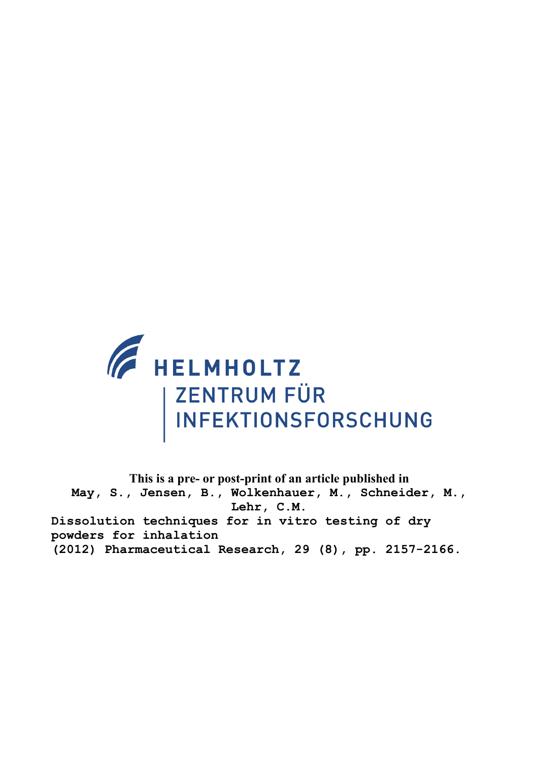HELMHOLTZ
ZENTRUM FÜR
INFEKTIONSFORSCHUNG

**This is a pre- or post-print of an article published in**

May, S., Jensen, B., Wolkenhauer, M., Schneider, M., Lehr, C.M.
Dissolution techniques for in vitro testing of dry powders for inhalation
(2012) Pharmaceutical Research, 29 (8), pp. 2157-2166.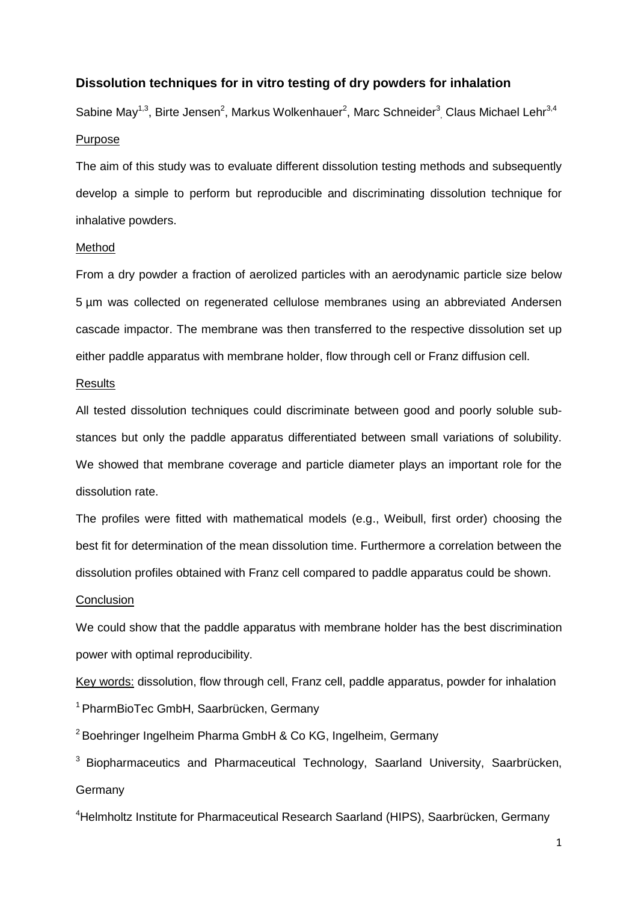# Dissolution techniques for in vitro testing of dry powders for inhalation

Sabine May[1,3], Birte Jensen[2], Markus Wolkenhauer[2], Marc Schneider[3], Claus Michael Lehr[3,4]

## Purpose

The aim of this study was to evaluate different dissolution testing methods and subsequently develop a simple to perform but reproducible and discriminating dissolution technique for inhalative powders.

## Method

From a dry powder a fraction of aerolized particles with an aerodynamic particle size below 5 µm was collected on regenerated cellulose membranes using an abbreviated Andersen cascade impactor. The membrane was then transferred to the respective dissolution set up either paddle apparatus with membrane holder, flow through cell or Franz diffusion cell.

## Results

All tested dissolution techniques could discriminate between good and poorly soluble substances but only the paddle apparatus differentiated between small variations of solubility. We showed that membrane coverage and particle diameter plays an important role for the dissolution rate.

The profiles were fitted with mathematical models (e.g., Weibull, first order) choosing the best fit for determination of the mean dissolution time. Furthermore a correlation between the dissolution profiles obtained with Franz cell compared to paddle apparatus could be shown.

## Conclusion

We could show that the paddle apparatus with membrane holder has the best discrimination power with optimal reproducibility.

Key words: dissolution, flow through cell, Franz cell, paddle apparatus, powder for inhalation

[1] PharmBioTec GmbH, Saarbrücken, Germany

[2] Boehringer Ingelheim Pharma GmbH & Co KG, Ingelheim, Germany

[3] Biopharmaceutics and Pharmaceutical Technology, Saarland University, Saarbrücken, Germany

[4] Helmholtz Institute for Pharmaceutical Research Saarland (HIPS), Saarbrücken, Germany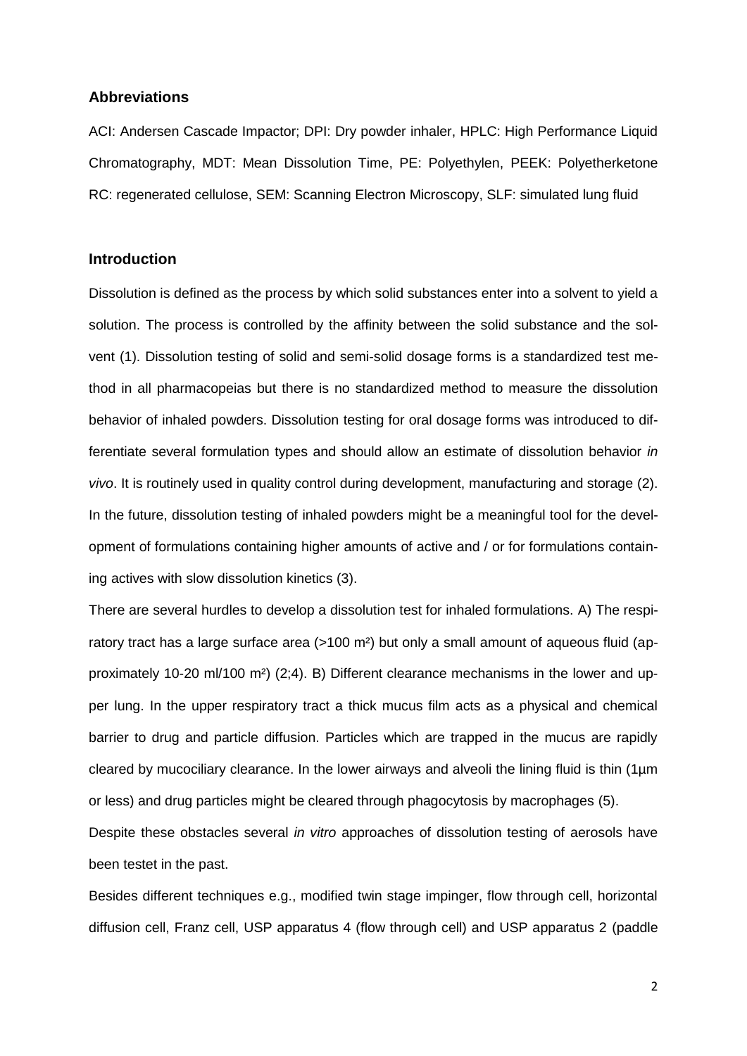## Abbreviations

ACI: Andersen Cascade Impactor; DPI: Dry powder inhaler, HPLC: High Performance Liquid Chromatography, MDT: Mean Dissolution Time, PE: Polyethylen, PEEK: Polyetherketone RC: regenerated cellulose, SEM: Scanning Electron Microscopy, SLF: simulated lung fluid

## Introduction

Dissolution is defined as the process by which solid substances enter into a solvent to yield a solution. The process is controlled by the affinity between the solid substance and the solvent (1). Dissolution testing of solid and semi-solid dosage forms is a standardized test method in all pharmacopeias but there is no standardized method to measure the dissolution behavior of inhaled powders. Dissolution testing for oral dosage forms was introduced to differentiate several formulation types and should allow an estimate of dissolution behavior *in vivo*. It is routinely used in quality control during development, manufacturing and storage (2). In the future, dissolution testing of inhaled powders might be a meaningful tool for the development of formulations containing higher amounts of active and / or for formulations containing actives with slow dissolution kinetics (3).

There are several hurdles to develop a dissolution test for inhaled formulations. A) The respiratory tract has a large surface area (>100 m²) but only a small amount of aqueous fluid (approximately 10-20 ml/100 m²) (2;4). B) Different clearance mechanisms in the lower and upper lung. In the upper respiratory tract a thick mucus film acts as a physical and chemical barrier to drug and particle diffusion. Particles which are trapped in the mucus are rapidly cleared by mucociliary clearance. In the lower airways and alveoli the lining fluid is thin (1µm or less) and drug particles might be cleared through phagocytosis by macrophages (5).

Despite these obstacles several *in vitro* approaches of dissolution testing of aerosols have been testet in the past.

Besides different techniques e.g., modified twin stage impinger, flow through cell, horizontal diffusion cell, Franz cell, USP apparatus 4 (flow through cell) and USP apparatus 2 (paddle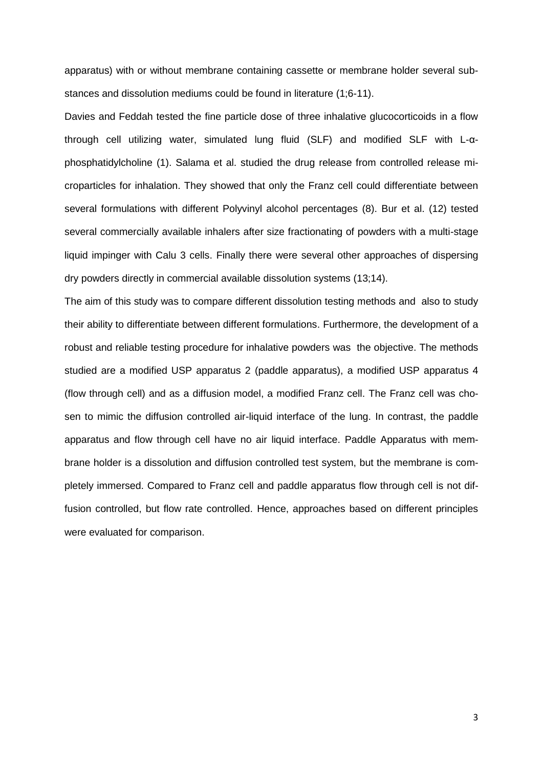apparatus) with or without membrane containing cassette or membrane holder several substances and dissolution mediums could be found in literature (1;6-11).

Davies and Feddah tested the fine particle dose of three inhalative glucocorticoids in a flow through cell utilizing water, simulated lung fluid (SLF) and modified SLF with L-α-phosphatidylcholine (1). Salama et al. studied the drug release from controlled release microparticles for inhalation. They showed that only the Franz cell could differentiate between several formulations with different Polyvinyl alcohol percentages (8). Bur et al. (12) tested several commercially available inhalers after size fractionating of powders with a multi-stage liquid impinger with Calu 3 cells. Finally there were several other approaches of dispersing dry powders directly in commercial available dissolution systems (13;14).

The aim of this study was to compare different dissolution testing methods and also to study their ability to differentiate between different formulations. Furthermore, the development of a robust and reliable testing procedure for inhalative powders was the objective. The methods studied are a modified USP apparatus 2 (paddle apparatus), a modified USP apparatus 4 (flow through cell) and as a diffusion model, a modified Franz cell. The Franz cell was chosen to mimic the diffusion controlled air-liquid interface of the lung. In contrast, the paddle apparatus and flow through cell have no air liquid interface. Paddle Apparatus with membrane holder is a dissolution and diffusion controlled test system, but the membrane is completely immersed. Compared to Franz cell and paddle apparatus flow through cell is not diffusion controlled, but flow rate controlled. Hence, approaches based on different principles were evaluated for comparison.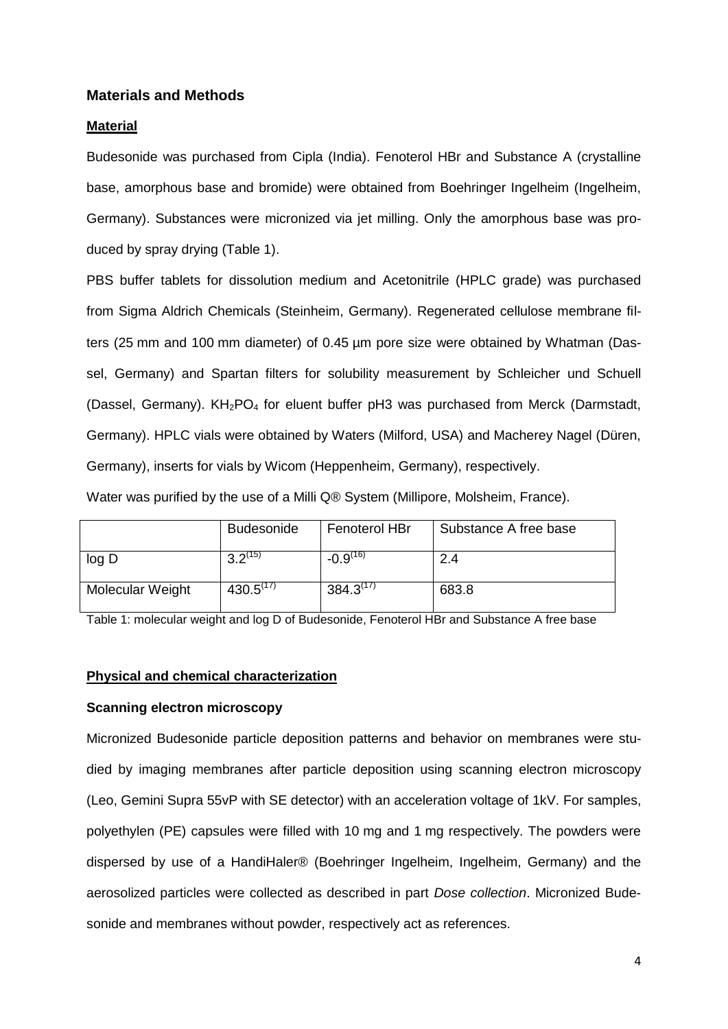## Materials and Methods

### Material

Budesonide was purchased from Cipla (India). Fenoterol HBr and Substance A (crystalline base, amorphous base and bromide) were obtained from Boehringer Ingelheim (Ingelheim, Germany). Substances were micronized via jet milling. Only the amorphous base was produced by spray drying (Table 1).

PBS buffer tablets for dissolution medium and Acetonitrile (HPLC grade) was purchased from Sigma Aldrich Chemicals (Steinheim, Germany). Regenerated cellulose membrane filters (25 mm and 100 mm diameter) of 0.45 µm pore size were obtained by Whatman (Dassel, Germany) and Spartan filters for solubility measurement by Schleicher und Schuell (Dassel, Germany). $KH_2PO_4$ for eluent buffer pH3 was purchased from Merck (Darmstadt, Germany). HPLC vials were obtained by Waters (Milford, USA) and Macherey Nagel (Düren, Germany), inserts for vials by Wicom (Heppenheim, Germany), respectively.

Water was purified by the use of a Milli Q® System (Millipore, Molsheim, France).

| | Budesonide | Fenoterol HBr | Substance A free base |
|---|---|---|---|
| log D | 3.2[15] | -0.9[16] | 2.4 |
| Molecular Weight | 430.5[17] | 384.3[17] | 683.8 |

Table 1: molecular weight and log D of Budesonide, Fenoterol HBr and Substance A free base

### Physical and chemical characterization

#### Scanning electron microscopy

Micronized Budesonide particle deposition patterns and behavior on membranes were studied by imaging membranes after particle deposition using scanning electron microscopy (Leo, Gemini Supra 55vP with SE detector) with an acceleration voltage of 1kV. For samples, polyethylen (PE) capsules were filled with 10 mg and 1 mg respectively. The powders were dispersed by use of a HandiHaler® (Boehringer Ingelheim, Ingelheim, Germany) and the aerosolized particles were collected as described in part *Dose collection*. Micronized Budesonide and membranes without powder, respectively act as references.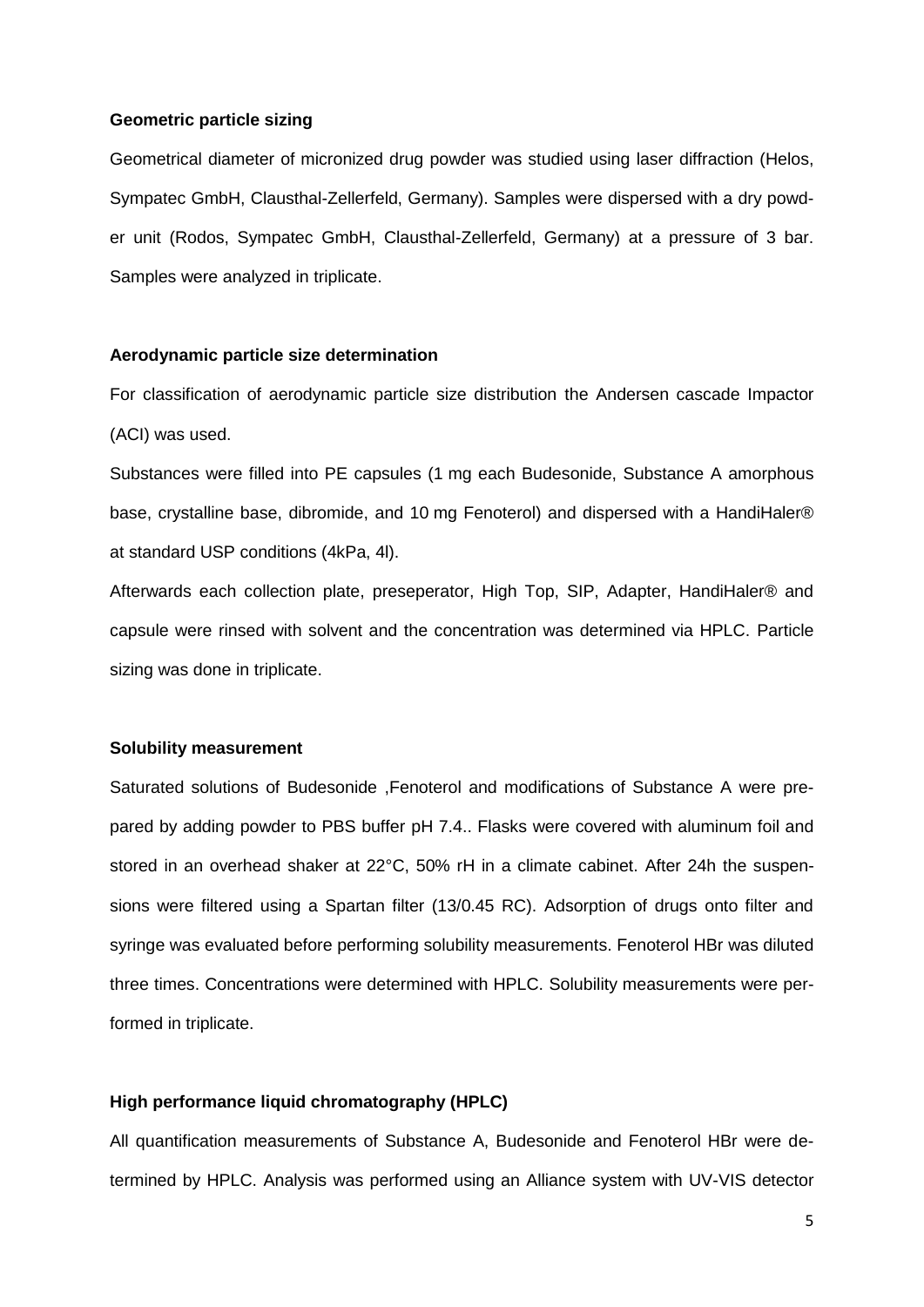**Geometric particle sizing**

Geometrical diameter of micronized drug powder was studied using laser diffraction (Helos, Sympatec GmbH, Clausthal-Zellerfeld, Germany). Samples were dispersed with a dry powder unit (Rodos, Sympatec GmbH, Clausthal-Zellerfeld, Germany) at a pressure of 3 bar. Samples were analyzed in triplicate.

**Aerodynamic particle size determination**

For classification of aerodynamic particle size distribution the Andersen cascade Impactor (ACI) was used.

Substances were filled into PE capsules (1 mg each Budesonide, Substance A amorphous base, crystalline base, dibromide, and 10 mg Fenoterol) and dispersed with a HandiHaler® at standard USP conditions (4kPa, 4l).

Afterwards each collection plate, preseperator, High Top, SIP, Adapter, HandiHaler® and capsule were rinsed with solvent and the concentration was determined via HPLC. Particle sizing was done in triplicate.

**Solubility measurement**

Saturated solutions of Budesonide ,Fenoterol and modifications of Substance A were prepared by adding powder to PBS buffer pH 7.4.. Flasks were covered with aluminum foil and stored in an overhead shaker at 22°C, 50% rH in a climate cabinet. After 24h the suspensions were filtered using a Spartan filter (13/0.45 RC). Adsorption of drugs onto filter and syringe was evaluated before performing solubility measurements. Fenoterol HBr was diluted three times. Concentrations were determined with HPLC. Solubility measurements were performed in triplicate.

**High performance liquid chromatography (HPLC)**

All quantification measurements of Substance A, Budesonide and Fenoterol HBr were determined by HPLC. Analysis was performed using an Alliance system with UV-VIS detector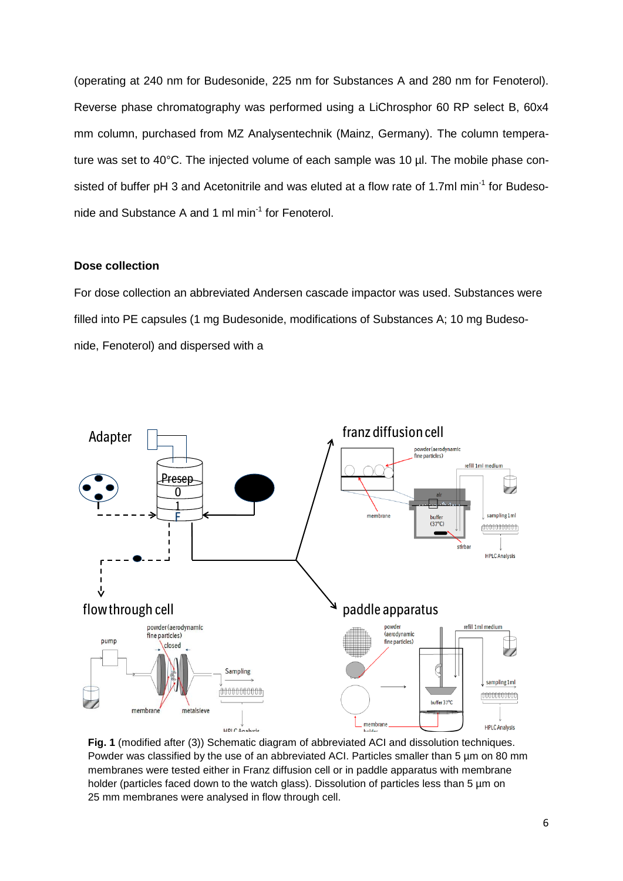(operating at 240 nm for Budesonide, 225 nm for Substances A and 280 nm for Fenoterol). Reverse phase chromatography was performed using a LiChrosphor 60 RP select B, 60x4 mm column, purchased from MZ Analysentechnik (Mainz, Germany). The column temperature was set to 40°C. The injected volume of each sample was 10 µl. The mobile phase consisted of buffer pH 3 and Acetonitrile and was eluted at a flow rate of 1.7ml $min^{-1}$ for Budesonide and Substance A and 1 ml $min^{-1}$ for Fenoterol.

**Dose collection**

For dose collection an abbreviated Andersen cascade impactor was used. Substances were filled into PE capsules (1 mg Budesonide, modifications of Substances A; 10 mg Budesonide, Fenoterol) and dispersed with a

**Fig. 1** (modified after (3)) Schematic diagram of abbreviated ACI and dissolution techniques. Powder was classified by the use of an abbreviated ACI. Particles smaller than 5 µm on 80 mm membranes were tested either in Franz diffusion cell or in paddle apparatus with membrane holder (particles faced down to the watch glass). Dissolution of particles less than 5 µm on 25 mm membranes were analysed in flow through cell.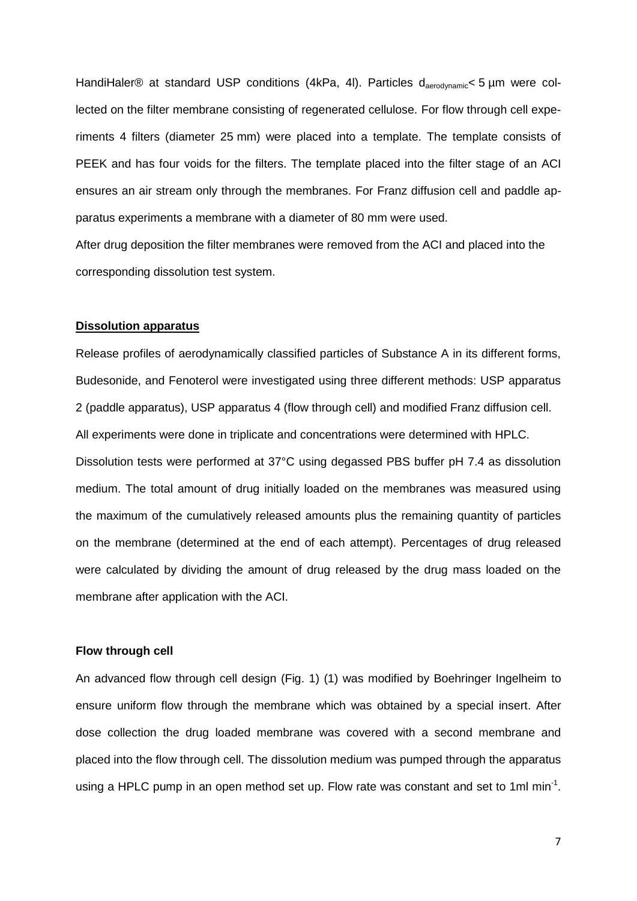HandiHaler® at standard USP conditions (4kPa, 4l). Particles $d_{aerodynamic}$< 5 µm were collected on the filter membrane consisting of regenerated cellulose. For flow through cell experiments 4 filters (diameter 25 mm) were placed into a template. The template consists of PEEK and has four voids for the filters. The template placed into the filter stage of an ACI ensures an air stream only through the membranes. For Franz diffusion cell and paddle apparatus experiments a membrane with a diameter of 80 mm were used.

After drug deposition the filter membranes were removed from the ACI and placed into the corresponding dissolution test system.

**Dissolution apparatus**

Release profiles of aerodynamically classified particles of Substance A in its different forms, Budesonide, and Fenoterol were investigated using three different methods: USP apparatus 2 (paddle apparatus), USP apparatus 4 (flow through cell) and modified Franz diffusion cell. All experiments were done in triplicate and concentrations were determined with HPLC.

Dissolution tests were performed at 37°C using degassed PBS buffer pH 7.4 as dissolution medium. The total amount of drug initially loaded on the membranes was measured using the maximum of the cumulatively released amounts plus the remaining quantity of particles on the membrane (determined at the end of each attempt). Percentages of drug released were calculated by dividing the amount of drug released by the drug mass loaded on the membrane after application with the ACI.

**Flow through cell**

An advanced flow through cell design (Fig. 1) (1) was modified by Boehringer Ingelheim to ensure uniform flow through the membrane which was obtained by a special insert. After dose collection the drug loaded membrane was covered with a second membrane and placed into the flow through cell. The dissolution medium was pumped through the apparatus using a HPLC pump in an open method set up. Flow rate was constant and set to 1ml $min^{-1}$.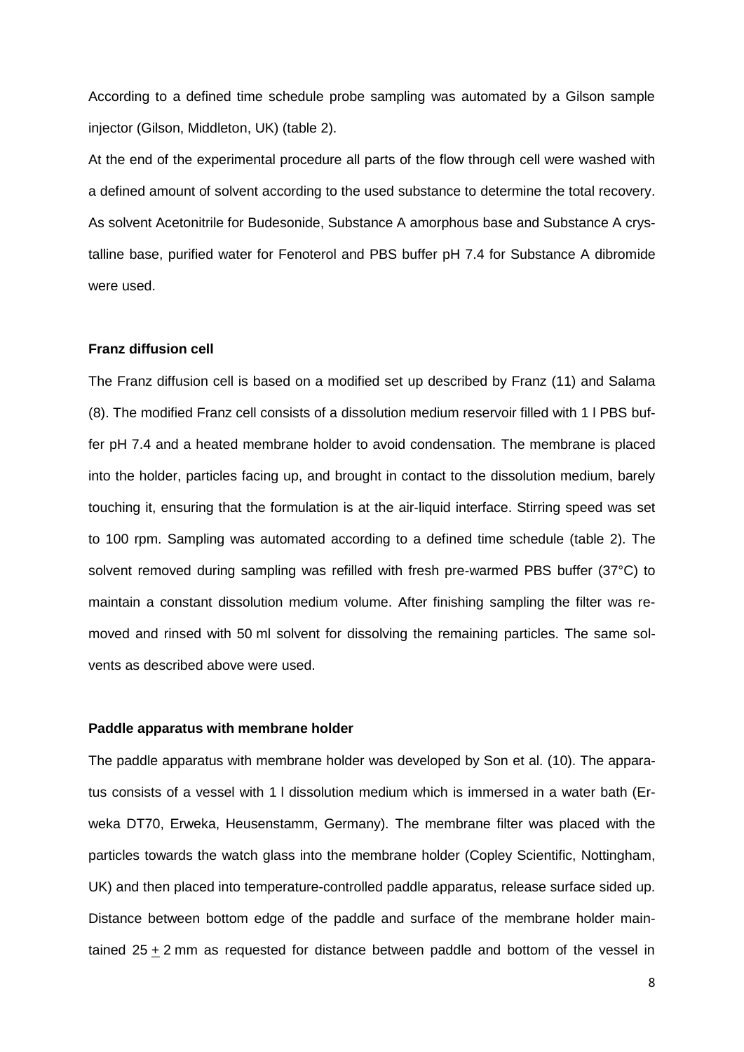According to a defined time schedule probe sampling was automated by a Gilson sample injector (Gilson, Middleton, UK) (table 2).

At the end of the experimental procedure all parts of the flow through cell were washed with a defined amount of solvent according to the used substance to determine the total recovery. As solvent Acetonitrile for Budesonide, Substance A amorphous base and Substance A crystalline base, purified water for Fenoterol and PBS buffer pH 7.4 for Substance A dibromide were used.

**Franz diffusion cell**

The Franz diffusion cell is based on a modified set up described by Franz (11) and Salama (8). The modified Franz cell consists of a dissolution medium reservoir filled with 1 l PBS buffer pH 7.4 and a heated membrane holder to avoid condensation. The membrane is placed into the holder, particles facing up, and brought in contact to the dissolution medium, barely touching it, ensuring that the formulation is at the air-liquid interface. Stirring speed was set to 100 rpm. Sampling was automated according to a defined time schedule (table 2). The solvent removed during sampling was refilled with fresh pre-warmed PBS buffer (37°C) to maintain a constant dissolution medium volume. After finishing sampling the filter was removed and rinsed with 50 ml solvent for dissolving the remaining particles. The same solvents as described above were used.

**Paddle apparatus with membrane holder**

The paddle apparatus with membrane holder was developed by Son et al. (10). The apparatus consists of a vessel with 1 l dissolution medium which is immersed in a water bath (Erweka DT70, Erweka, Heusenstamm, Germany). The membrane filter was placed with the particles towards the watch glass into the membrane holder (Copley Scientific, Nottingham, UK) and then placed into temperature-controlled paddle apparatus, release surface sided up. Distance between bottom edge of the paddle and surface of the membrane holder maintained $25 \pm 2$ mm as requested for distance between paddle and bottom of the vessel in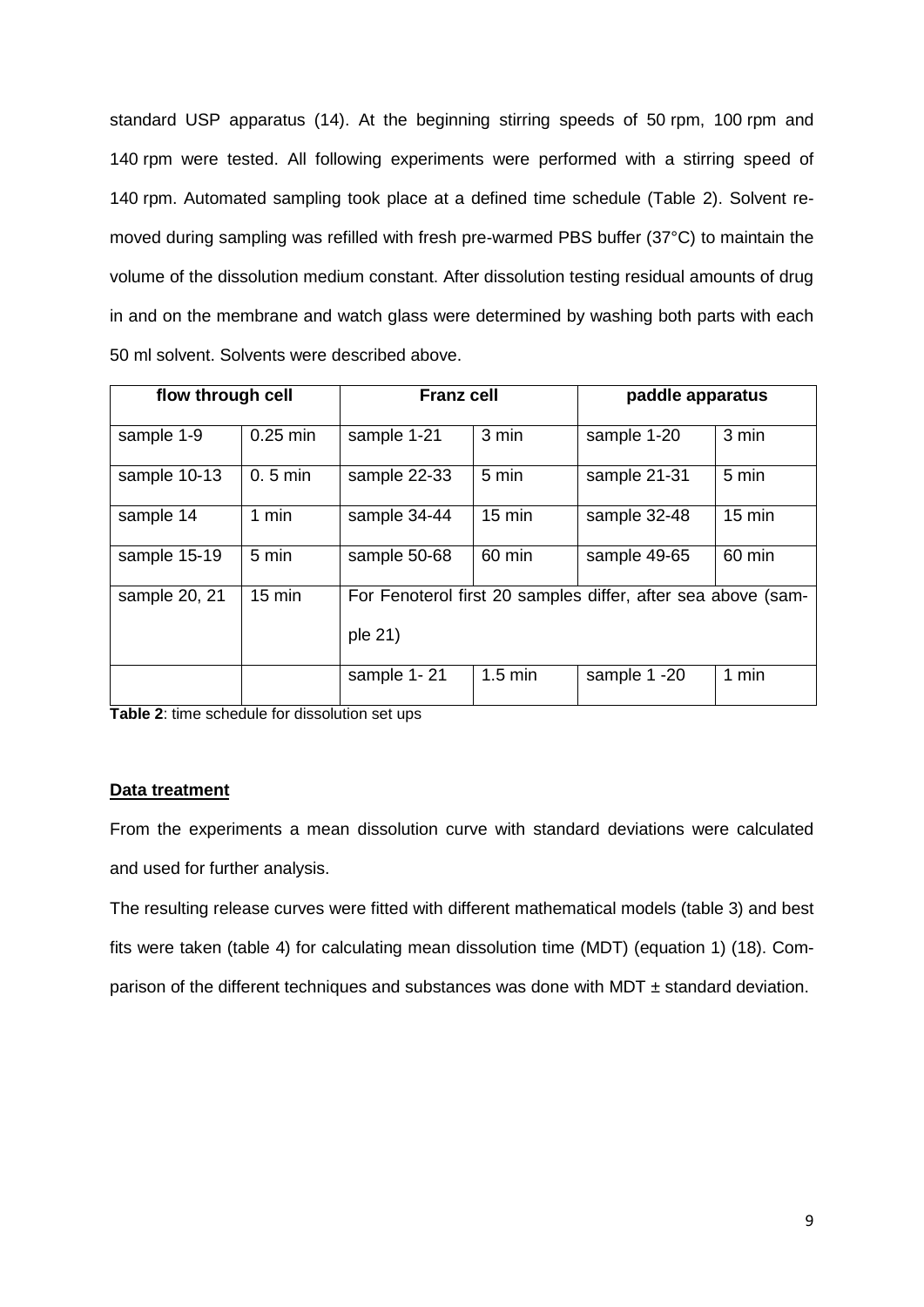standard USP apparatus (14). At the beginning stirring speeds of 50 rpm, 100 rpm and 140 rpm were tested. All following experiments were performed with a stirring speed of 140 rpm. Automated sampling took place at a defined time schedule (Table 2). Solvent removed during sampling was refilled with fresh pre-warmed PBS buffer (37°C) to maintain the volume of the dissolution medium constant. After dissolution testing residual amounts of drug in and on the membrane and watch glass were determined by washing both parts with each 50 ml solvent. Solvents were described above.

| flow through cell | | Franz cell | | paddle apparatus | |
|---|---|---|---|---|---|
| sample 1-9 | 0.25 min | sample 1-21 | 3 min | sample 1-20 | 3 min |
| sample 10-13 | 0. 5 min | sample 22-33 | 5 min | sample 21-31 | 5 min |
| sample 14 | 1 min | sample 34-44 | 15 min | sample 32-48 | 15 min |
| sample 15-19 | 5 min | sample 50-68 | 60 min | sample 49-65 | 60 min |
| sample 20, 21 | 15 min | For Fenoterol first 20 samples differ, after sea above (sample 21) | | | |
| | | sample 1- 21 | 1.5 min | sample 1 -20 | 1 min |

**Table 2**: time schedule for dissolution set ups

**Data treatment**

From the experiments a mean dissolution curve with standard deviations were calculated and used for further analysis.

The resulting release curves were fitted with different mathematical models (table 3) and best fits were taken (table 4) for calculating mean dissolution time (MDT) (equation 1) (18). Comparison of the different techniques and substances was done with MDT ± standard deviation.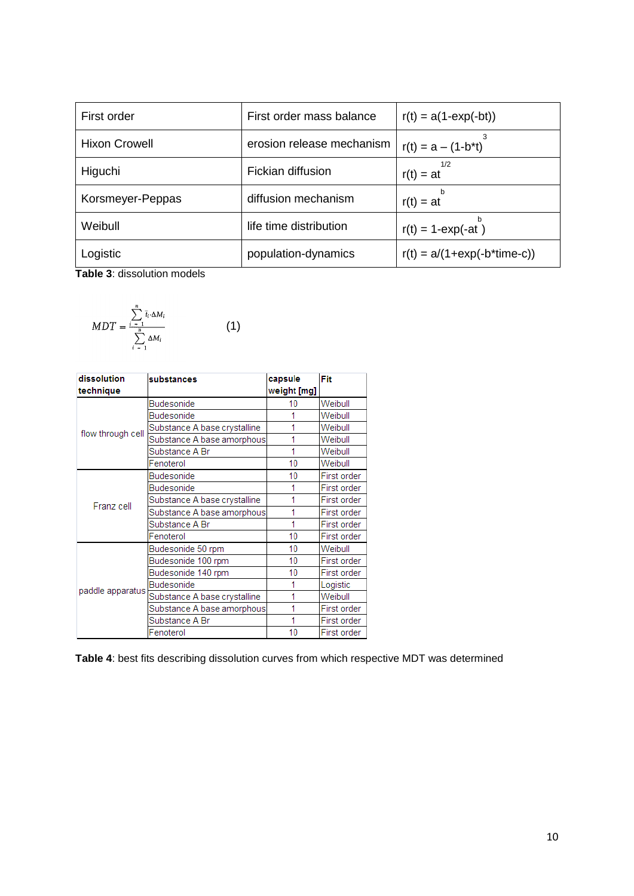| First order | First order mass balance | $r(t) = a(1-\exp(-bt))$ |
|---|---|---|
| Hixon Crowell | erosion release mechanism | $r(t) = a - (1-b*t)^3$ |
| Higuchi | Fickian diffusion | $r(t) = at^{1/2}$ |
| Korsmeyer-Peppas | diffusion mechanism | $r(t) = at^b$ |
| Weibull | life time distribution | $r(t) = 1-\exp(-at^b)$ |
| Logistic | population-dynamics | $r(t) = a/(1+\exp(-b*time-c))$ |

**Table 3**: dissolution models

$$MDT = \frac{\sum_{i=1}^{n} \bar{t}_i \cdot \Delta M_i}{\sum_{i=1}^{n} \Delta M_i} \qquad (1)$$

| dissolution technique | substances | capsule weight [mg] | Fit |
|---|---|---|---|
| flow through cell | Budesonide | 10 | Weibull |
| | Budesonide | 1 | Weibull |
| | Substance A base crystalline | 1 | Weibull |
| | Substance A base amorphous | 1 | Weibull |
| | Substance A Br | 1 | Weibull |
| | Fenoterol | 10 | Weibull |
| Franz cell | Budesonide | 10 | First order |
| | Budesonide | 1 | First order |
| | Substance A base crystalline | 1 | First order |
| | Substance A base amorphous | 1 | First order |
| | Substance A Br | 1 | First order |
| | Fenoterol | 10 | First order |
| paddle apparatus | Budesonide 50 rpm | 10 | Weibull |
| | Budesonide 100 rpm | 10 | First order |
| | Budesonide 140 rpm | 10 | First order |
| | Budesonide | 1 | Logistic |
| | Substance A base crystalline | 1 | Weibull |
| | Substance A base amorphous | 1 | First order |
| | Substance A Br | 1 | First order |
| | Fenoterol | 10 | First order |

**Table 4**: best fits describing dissolution curves from which respective MDT was determined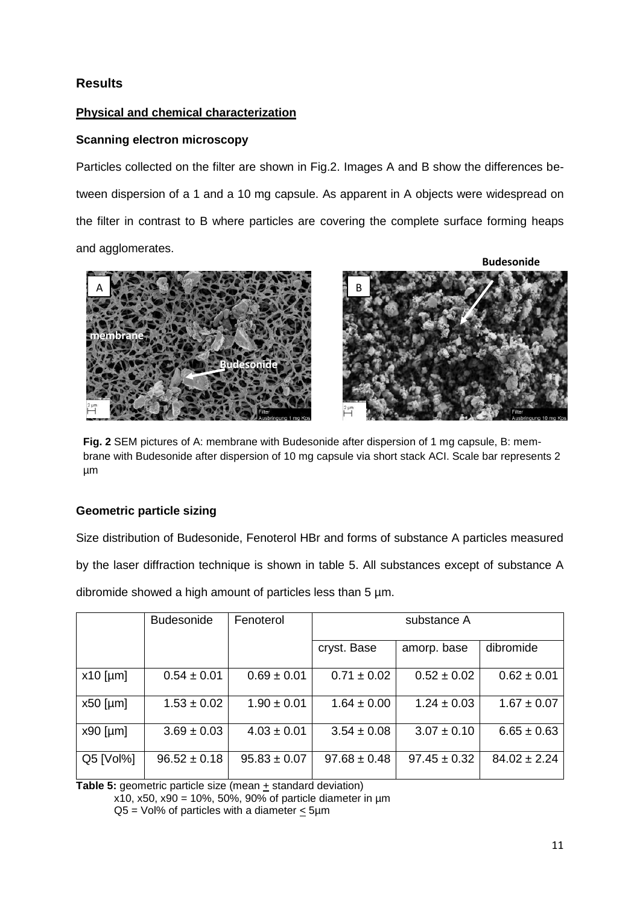## Results

### Physical and chemical characterization

#### Scanning electron microscopy

Particles collected on the filter are shown in Fig.2. Images A and B show the differences between dispersion of a 1 and a 10 mg capsule. As apparent in A objects were widespread on the filter in contrast to B where particles are covering the complete surface forming heaps and agglomerates.

**Fig. 2** SEM pictures of A: membrane with Budesonide after dispersion of 1 mg capsule, B: membrane with Budesonide after dispersion of 10 mg capsule via short stack ACI. Scale bar represents 2 µm

#### Geometric particle sizing

Size distribution of Budesonide, Fenoterol HBr and forms of substance A particles measured by the laser diffraction technique is shown in table 5. All substances except of substance A dibromide showed a high amount of particles less than 5 µm.

| | Budesonide | Fenoterol | substance A | | |
|---|---|---|---|---|---|
| | | | cryst. Base | amorp. base | dibromide |
| x10 [µm] | 0.54 ± 0.01 | 0.69 ± 0.01 | 0.71 ± 0.02 | 0.52 ± 0.02 | 0.62 ± 0.01 |
| x50 [µm] | 1.53 ± 0.02 | 1.90 ± 0.01 | 1.64 ± 0.00 | 1.24 ± 0.03 | 1.67 ± 0.07 |
| x90 [µm] | 3.69 ± 0.03 | 4.03 ± 0.01 | 3.54 ± 0.08 | 3.07 ± 0.10 | 6.65 ± 0.63 |
| Q5 [Vol%] | 96.52 ± 0.18 | 95.83 ± 0.07 | 97.68 ± 0.48 | 97.45 ± 0.32 | 84.02 ± 2.24 |

**Table 5:** geometric particle size (mean ± standard deviation)
x10, x50, x90 = 10%, 50%, 90% of particle diameter in µm
Q5 = Vol% of particles with a diameter ≤ 5µm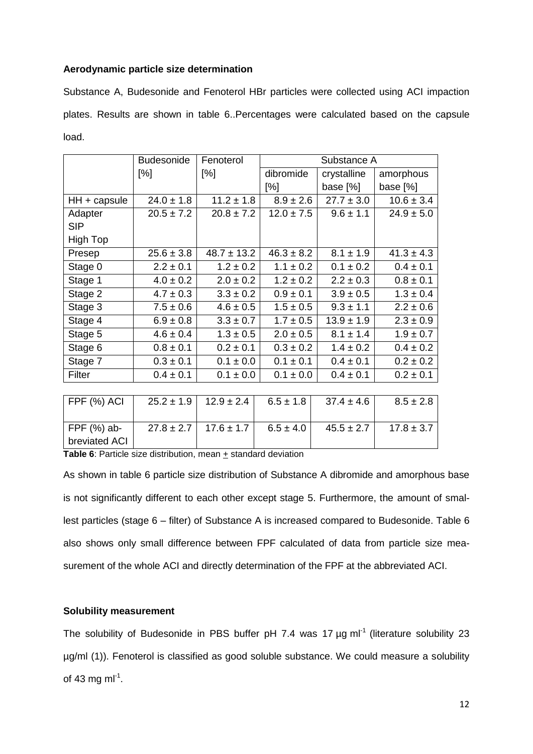**Aerodynamic particle size determination**

Substance A, Budesonide and Fenoterol HBr particles were collected using ACI impaction plates. Results are shown in table 6..Percentages were calculated based on the capsule load.

| | Budesonide [%] | Fenoterol [%] | Substance A | | |
|---|---|---|---|---|---|
| | | | dibromide [%] | crystalline base [%] | amorphous base [%] |
| HH + capsule | 24.0 ± 1.8 | 11.2 ± 1.8 | 8.9 ± 2.6 | 27.7 ± 3.0 | 10.6 ± 3.4 |
| Adapter SIP High Top | 20.5 ± 7.2 | 20.8 ± 7.2 | 12.0 ± 7.5 | 9.6 ± 1.1 | 24.9 ± 5.0 |
| Presep | 25.6 ± 3.8 | 48.7 ± 13.2 | 46.3 ± 8.2 | 8.1 ± 1.9 | 41.3 ± 4.3 |
| Stage 0 | 2.2 ± 0.1 | 1.2 ± 0.2 | 1.1 ± 0.2 | 0.1 ± 0.2 | 0.4 ± 0.1 |
| Stage 1 | 4.0 ± 0.2 | 2.0 ± 0.2 | 1.2 ± 0.2 | 2.2 ± 0.3 | 0.8 ± 0.1 |
| Stage 2 | 4.7 ± 0.3 | 3.3 ± 0.2 | 0.9 ± 0.1 | 3.9 ± 0.5 | 1.3 ± 0.4 |
| Stage 3 | 7.5 ± 0.6 | 4.6 ± 0.5 | 1.5 ± 0.5 | 9.3 ± 1.1 | 2.2 ± 0.6 |
| Stage 4 | 6.9 ± 0.8 | 3.3 ± 0.7 | 1.7 ± 0.5 | 13.9 ± 1.9 | 2.3 ± 0.9 |
| Stage 5 | 4.6 ± 0.4 | 1.3 ± 0.5 | 2.0 ± 0.5 | 8.1 ± 1.4 | 1.9 ± 0.7 |
| Stage 6 | 0.8 ± 0.1 | 0.2 ± 0.1 | 0.3 ± 0.2 | 1.4 ± 0.2 | 0.4 ± 0.2 |
| Stage 7 | 0.3 ± 0.1 | 0.1 ± 0.0 | 0.1 ± 0.1 | 0.4 ± 0.1 | 0.2 ± 0.2 |
| Filter | 0.4 ± 0.1 | 0.1 ± 0.0 | 0.1 ± 0.0 | 0.4 ± 0.1 | 0.2 ± 0.1 |
| FPF (%) ACI | 25.2 ± 1.9 | 12.9 ± 2.4 | 6.5 ± 1.8 | 37.4 ± 4.6 | 8.5 ± 2.8 |
| FPF (%) abbreviated ACI | 27.8 ± 2.7 | 17.6 ± 1.7 | 6.5 ± 4.0 | 45.5 ± 2.7 | 17.8 ± 3.7 |

**Table 6**: Particle size distribution, mean ± standard deviation

As shown in table 6 particle size distribution of Substance A dibromide and amorphous base is not significantly different to each other except stage 5. Furthermore, the amount of smallest particles (stage 6 – filter) of Substance A is increased compared to Budesonide. Table 6 also shows only small difference between FPF calculated of data from particle size measurement of the whole ACI and directly determination of the FPF at the abbreviated ACI.

**Solubility measurement**

The solubility of Budesonide in PBS buffer pH 7.4 was 17 µg ml$^{-1}$ (literature solubility 23 µg/ml (1)). Fenoterol is classified as good soluble substance. We could measure a solubility of 43 mg ml$^{-1}$.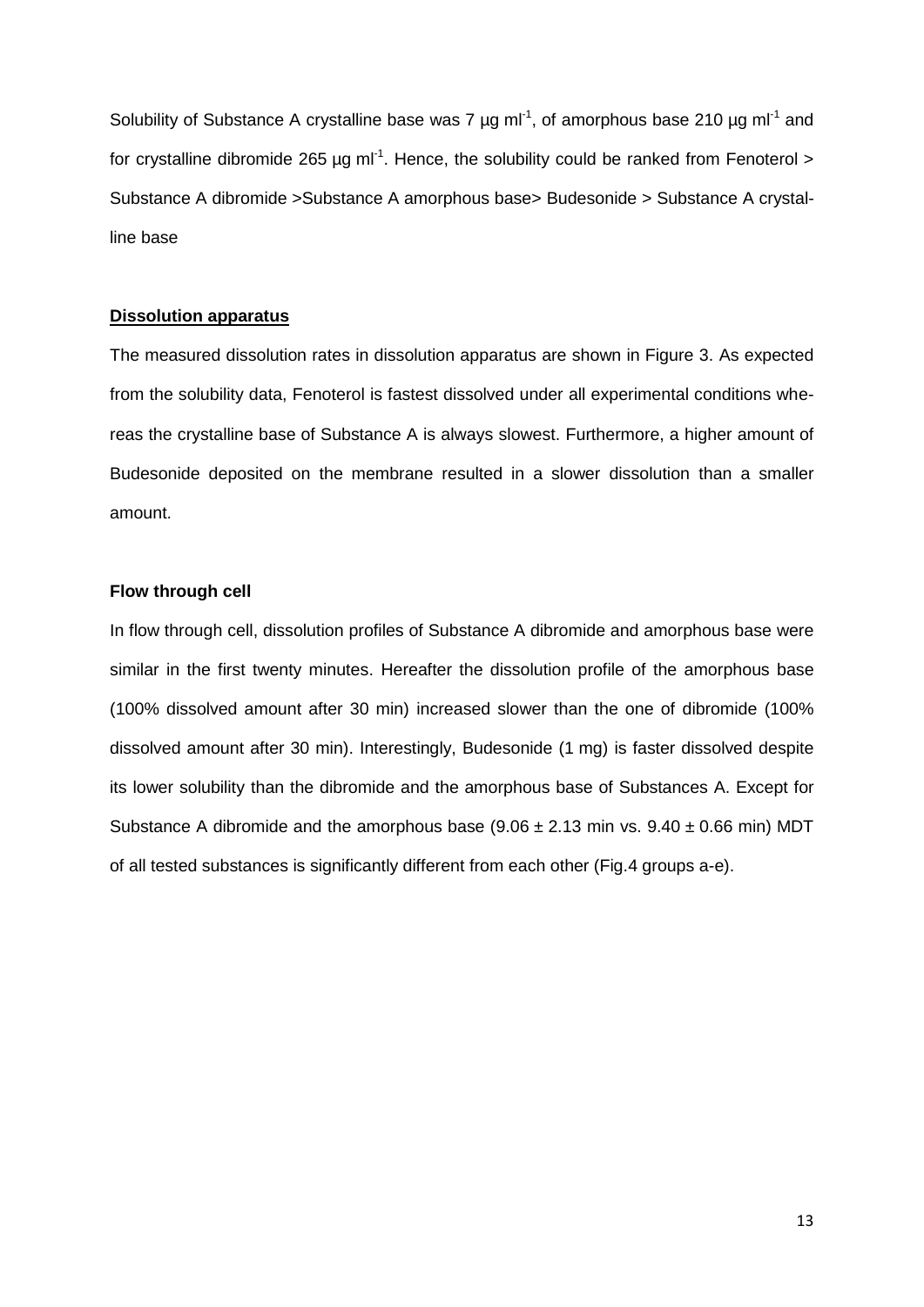Solubility of Substance A crystalline base was 7 µg $ml^{-1}$, of amorphous base 210 µg $ml^{-1}$ and for crystalline dibromide 265 µg $ml^{-1}$. Hence, the solubility could be ranked from Fenoterol > Substance A dibromide >Substance A amorphous base> Budesonide > Substance A crystalline base

## Dissolution apparatus

The measured dissolution rates in dissolution apparatus are shown in Figure 3. As expected from the solubility data, Fenoterol is fastest dissolved under all experimental conditions whereas the crystalline base of Substance A is always slowest. Furthermore, a higher amount of Budesonide deposited on the membrane resulted in a slower dissolution than a smaller amount.

### Flow through cell

In flow through cell, dissolution profiles of Substance A dibromide and amorphous base were similar in the first twenty minutes. Hereafter the dissolution profile of the amorphous base (100% dissolved amount after 30 min) increased slower than the one of dibromide (100% dissolved amount after 30 min). Interestingly, Budesonide (1 mg) is faster dissolved despite its lower solubility than the dibromide and the amorphous base of Substances A. Except for Substance A dibromide and the amorphous base ($9.06 \pm 2.13$ min vs. $9.40 \pm 0.66$ min) MDT of all tested substances is significantly different from each other (Fig.4 groups a-e).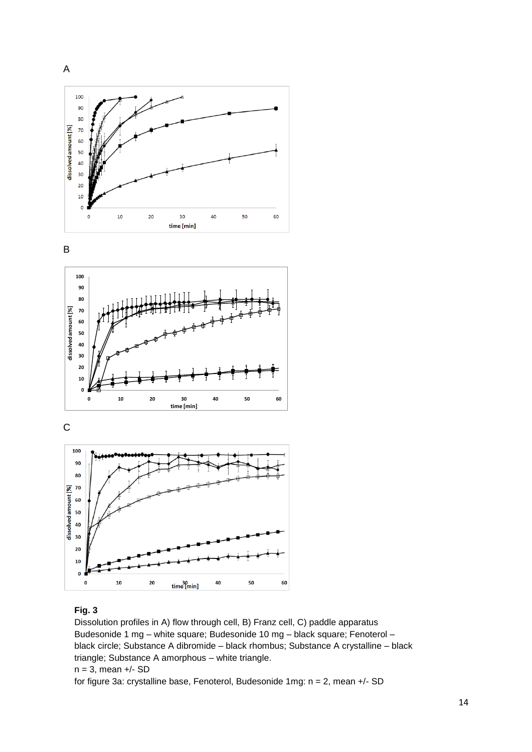A

B

C

**Fig. 3**

Dissolution profiles in A) flow through cell, B) Franz cell, C) paddle apparatus
Budesonide 1 mg – white square; Budesonide 10 mg – black square; Fenoterol – black circle; Substance A dibromide – black rhombus; Substance A crystalline – black triangle; Substance A amorphous – white triangle.
n = 3, mean +/- SD
for figure 3a: crystalline base, Fenoterol, Budesonide 1mg: n = 2, mean +/- SD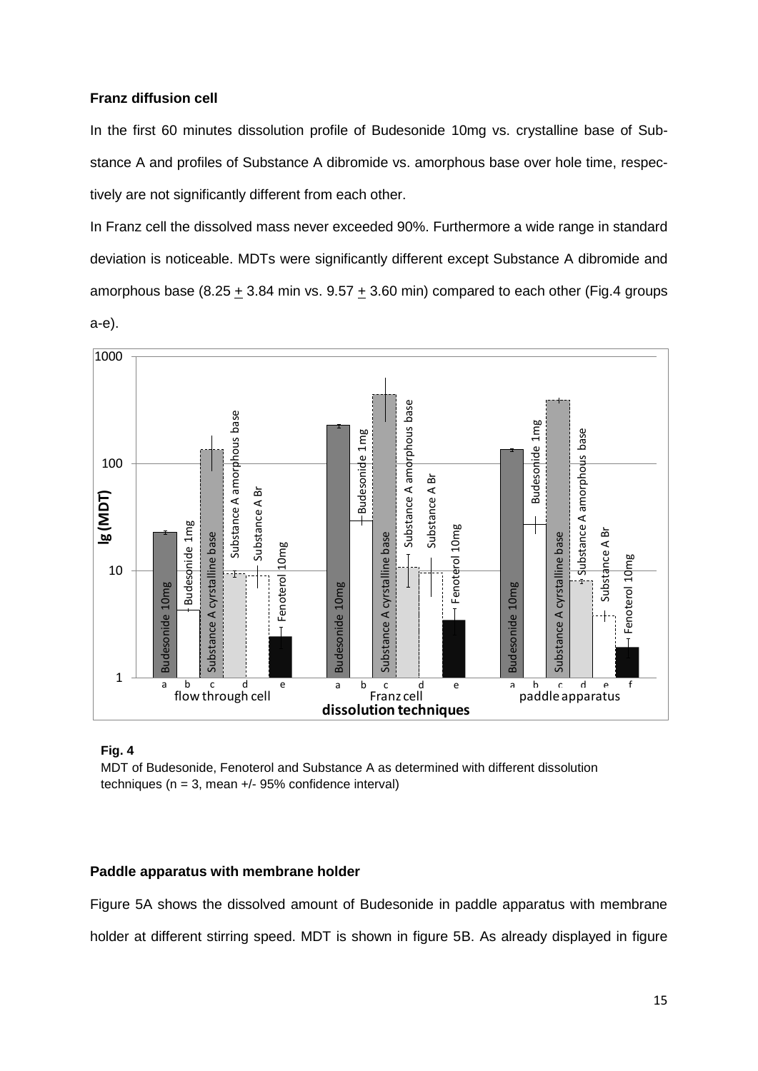**Franz diffusion cell**

In the first 60 minutes dissolution profile of Budesonide 10mg vs. crystalline base of Substance A and profiles of Substance A dibromide vs. amorphous base over hole time, respectively are not significantly different from each other.

In Franz cell the dissolved mass never exceeded 90%. Furthermore a wide range in standard deviation is noticeable. MDTs were significantly different except Substance A dibromide and amorphous base (8.25 $\pm$ 3.84 min vs. 9.57 $\pm$ 3.60 min) compared to each other (Fig.4 groups a-e).

**Fig. 4**

MDT of Budesonide, Fenoterol and Substance A as determined with different dissolution techniques (n = 3, mean +/- 95% confidence interval)

**Paddle apparatus with membrane holder**

Figure 5A shows the dissolved amount of Budesonide in paddle apparatus with membrane holder at different stirring speed. MDT is shown in figure 5B. As already displayed in figure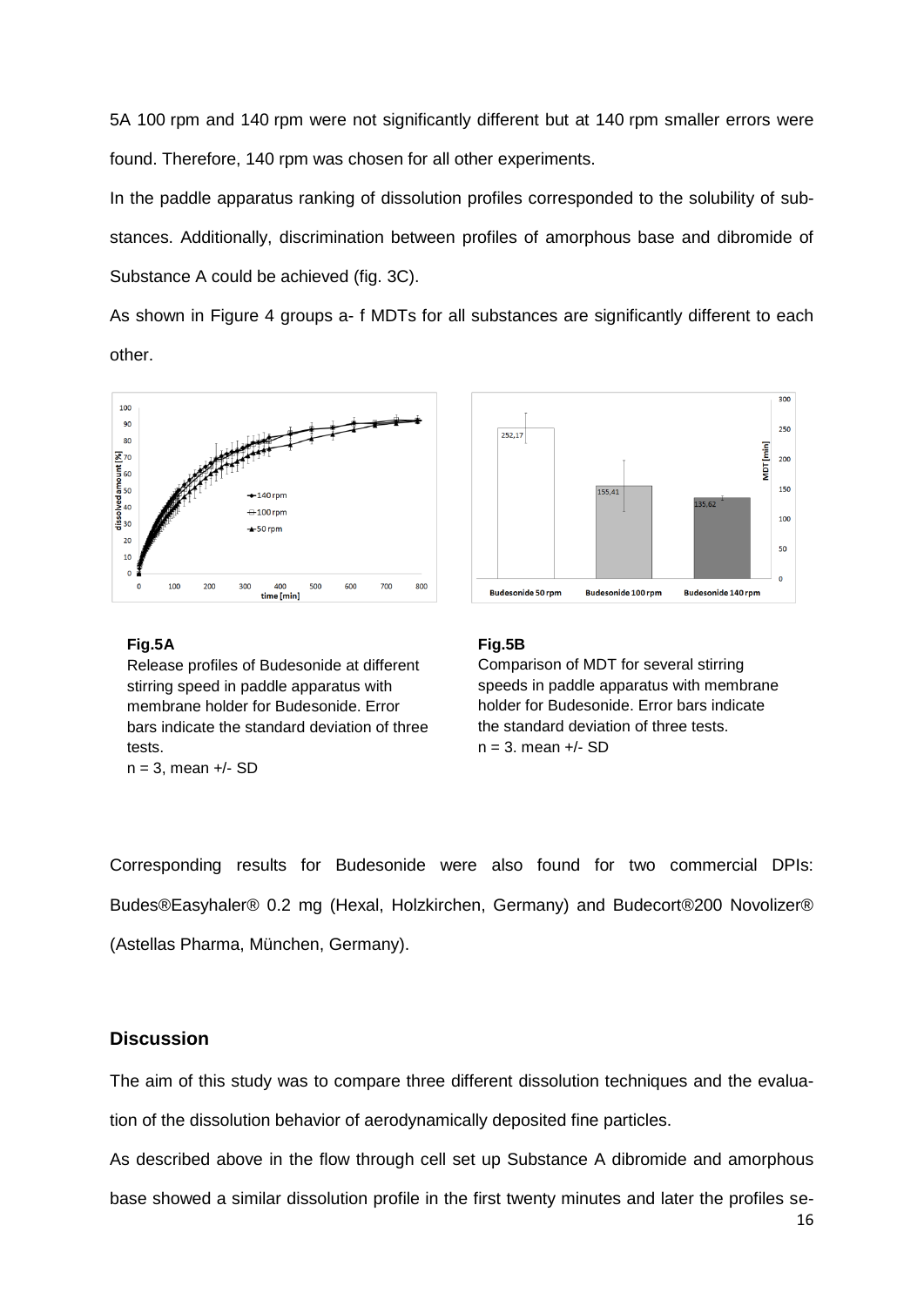5A 100 rpm and 140 rpm were not significantly different but at 140 rpm smaller errors were found. Therefore, 140 rpm was chosen for all other experiments.

In the paddle apparatus ranking of dissolution profiles corresponded to the solubility of substances. Additionally, discrimination between profiles of amorphous base and dibromide of Substance A could be achieved (fig. 3C).

As shown in Figure 4 groups a- f MDTs for all substances are significantly different to each other.

**Fig.5A**

Release profiles of Budesonide at different stirring speed in paddle apparatus with membrane holder for Budesonide. Error bars indicate the standard deviation of three tests.

n = 3, mean +/- SD

**Fig.5B**

Comparison of MDT for several stirring speeds in paddle apparatus with membrane holder for Budesonide. Error bars indicate the standard deviation of three tests.

n = 3. mean +/- SD

Corresponding results for Budesonide were also found for two commercial DPIs: Budes®Easyhaler® 0.2 mg (Hexal, Holzkirchen, Germany) and Budecort®200 Novolizer® (Astellas Pharma, München, Germany).

## Discussion

The aim of this study was to compare three different dissolution techniques and the evaluation of the dissolution behavior of aerodynamically deposited fine particles.

As described above in the flow through cell set up Substance A dibromide and amorphous base showed a similar dissolution profile in the first twenty minutes and later the profiles se-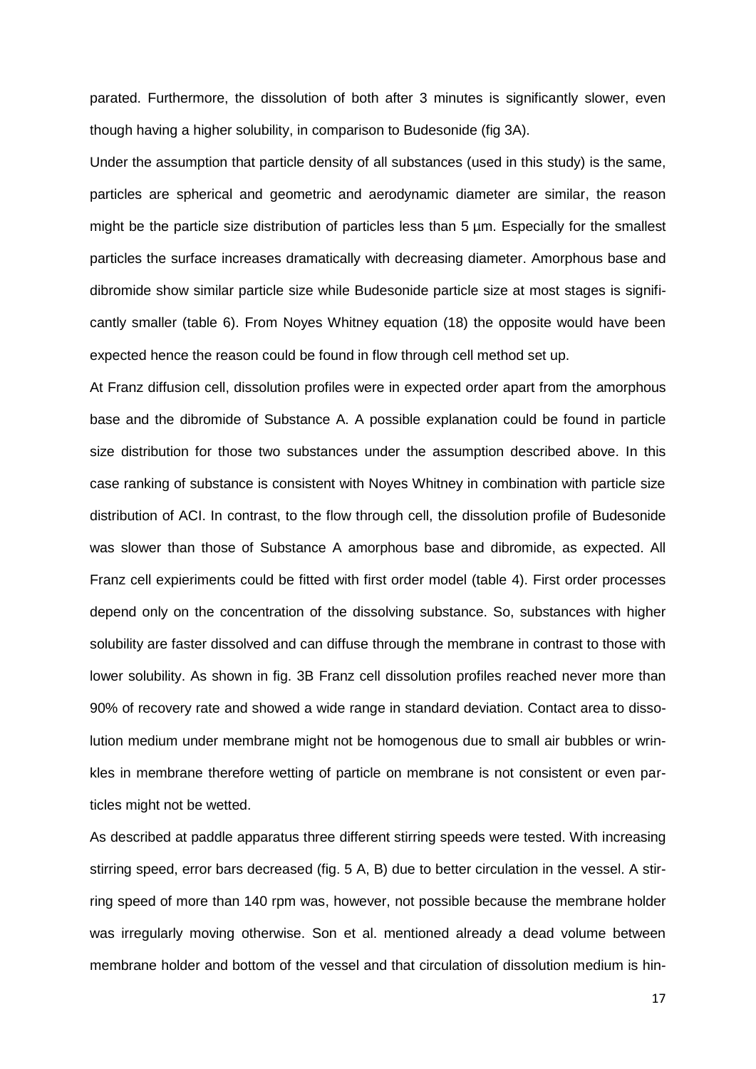parated. Furthermore, the dissolution of both after 3 minutes is significantly slower, even though having a higher solubility, in comparison to Budesonide (fig 3A).

Under the assumption that particle density of all substances (used in this study) is the same, particles are spherical and geometric and aerodynamic diameter are similar, the reason might be the particle size distribution of particles less than 5 µm. Especially for the smallest particles the surface increases dramatically with decreasing diameter. Amorphous base and dibromide show similar particle size while Budesonide particle size at most stages is significantly smaller (table 6). From Noyes Whitney equation (18) the opposite would have been expected hence the reason could be found in flow through cell method set up.

At Franz diffusion cell, dissolution profiles were in expected order apart from the amorphous base and the dibromide of Substance A. A possible explanation could be found in particle size distribution for those two substances under the assumption described above. In this case ranking of substance is consistent with Noyes Whitney in combination with particle size distribution of ACI. In contrast, to the flow through cell, the dissolution profile of Budesonide was slower than those of Substance A amorphous base and dibromide, as expected. All Franz cell expieriments could be fitted with first order model (table 4). First order processes depend only on the concentration of the dissolving substance. So, substances with higher solubility are faster dissolved and can diffuse through the membrane in contrast to those with lower solubility. As shown in fig. 3B Franz cell dissolution profiles reached never more than 90% of recovery rate and showed a wide range in standard deviation. Contact area to dissolution medium under membrane might not be homogenous due to small air bubbles or wrinkles in membrane therefore wetting of particle on membrane is not consistent or even particles might not be wetted.

As described at paddle apparatus three different stirring speeds were tested. With increasing stirring speed, error bars decreased (fig. 5 A, B) due to better circulation in the vessel. A stirring speed of more than 140 rpm was, however, not possible because the membrane holder was irregularly moving otherwise. Son et al. mentioned already a dead volume between membrane holder and bottom of the vessel and that circulation of dissolution medium is hin-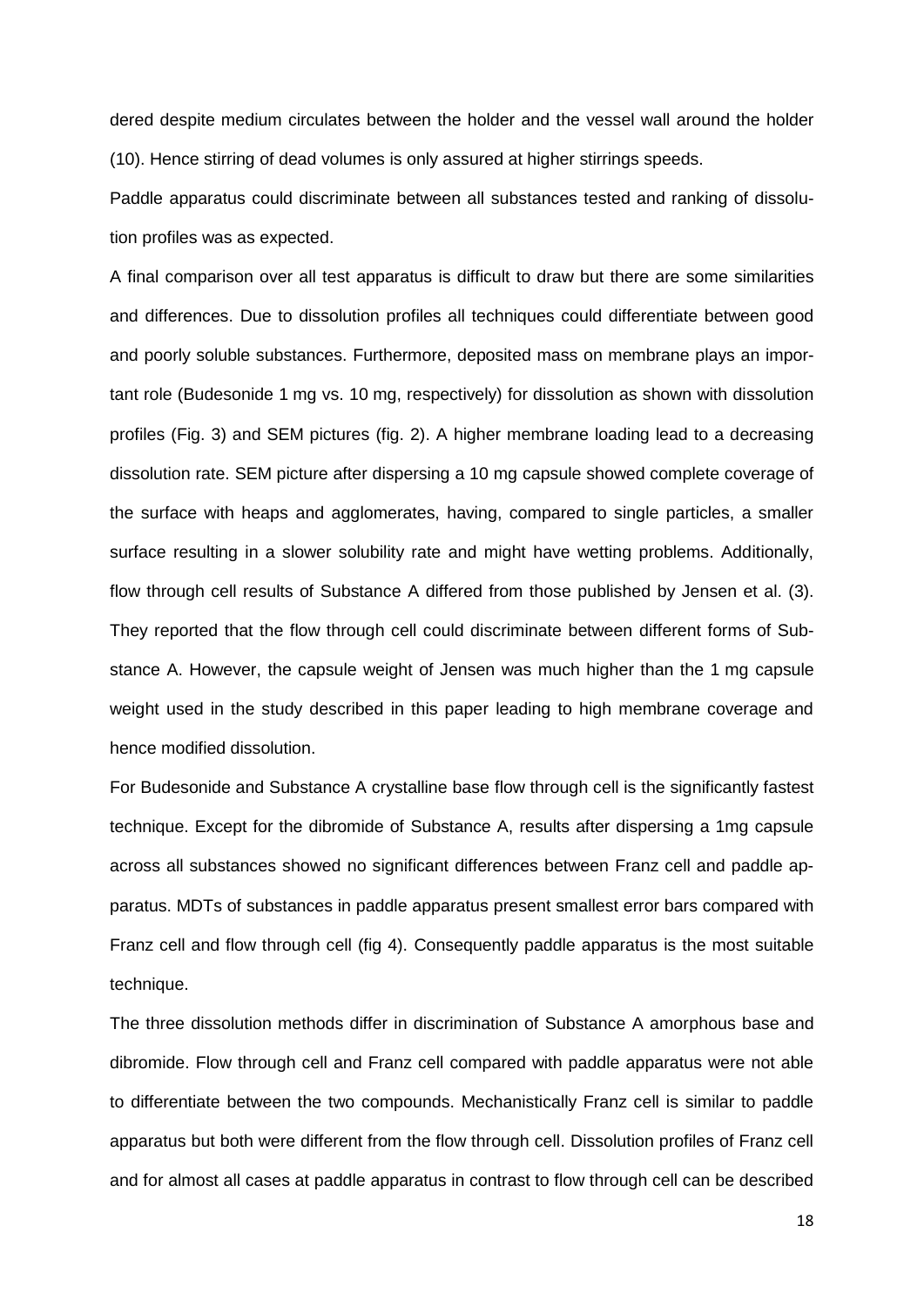dered despite medium circulates between the holder and the vessel wall around the holder (10). Hence stirring of dead volumes is only assured at higher stirrings speeds.

Paddle apparatus could discriminate between all substances tested and ranking of dissolution profiles was as expected.

A final comparison over all test apparatus is difficult to draw but there are some similarities and differences. Due to dissolution profiles all techniques could differentiate between good and poorly soluble substances. Furthermore, deposited mass on membrane plays an important role (Budesonide 1 mg vs. 10 mg, respectively) for dissolution as shown with dissolution profiles (Fig. 3) and SEM pictures (fig. 2). A higher membrane loading lead to a decreasing dissolution rate. SEM picture after dispersing a 10 mg capsule showed complete coverage of the surface with heaps and agglomerates, having, compared to single particles, a smaller surface resulting in a slower solubility rate and might have wetting problems. Additionally, flow through cell results of Substance A differed from those published by Jensen et al. (3). They reported that the flow through cell could discriminate between different forms of Substance A. However, the capsule weight of Jensen was much higher than the 1 mg capsule weight used in the study described in this paper leading to high membrane coverage and hence modified dissolution.

For Budesonide and Substance A crystalline base flow through cell is the significantly fastest technique. Except for the dibromide of Substance A, results after dispersing a 1mg capsule across all substances showed no significant differences between Franz cell and paddle apparatus. MDTs of substances in paddle apparatus present smallest error bars compared with Franz cell and flow through cell (fig 4). Consequently paddle apparatus is the most suitable technique.

The three dissolution methods differ in discrimination of Substance A amorphous base and dibromide. Flow through cell and Franz cell compared with paddle apparatus were not able to differentiate between the two compounds. Mechanistically Franz cell is similar to paddle apparatus but both were different from the flow through cell. Dissolution profiles of Franz cell and for almost all cases at paddle apparatus in contrast to flow through cell can be described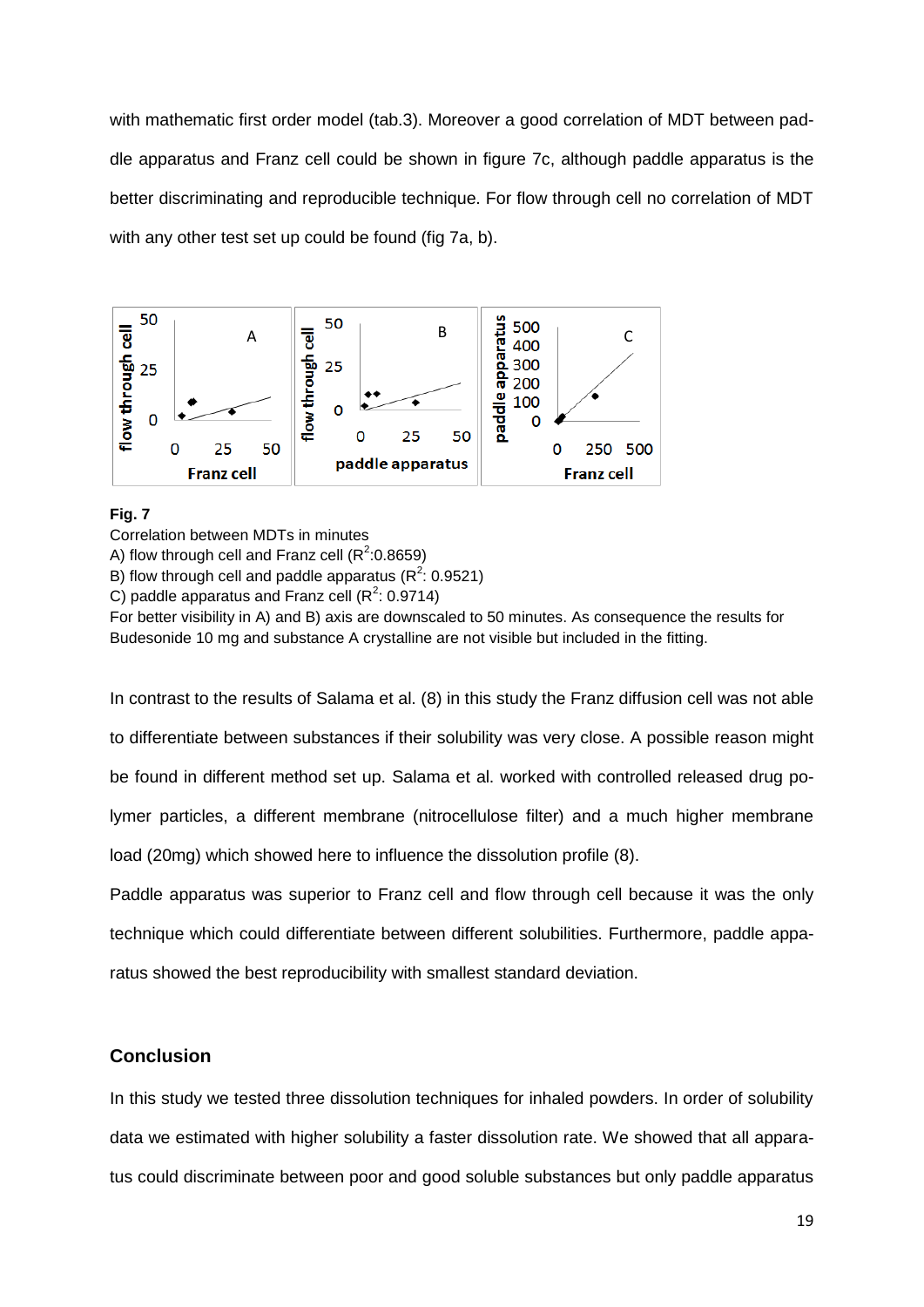with mathematic first order model (tab.3). Moreover a good correlation of MDT between paddle apparatus and Franz cell could be shown in figure 7c, although paddle apparatus is the better discriminating and reproducible technique. For flow through cell no correlation of MDT with any other test set up could be found (fig 7a, b).

**Fig. 7**

Correlation between MDTs in minutes

A) flow through cell and Franz cell ($R^2$:0.8659)

B) flow through cell and paddle apparatus ($R^2$: 0.9521)

C) paddle apparatus and Franz cell ($R^2$: 0.9714)

For better visibility in A) and B) axis are downscaled to 50 minutes. As consequence the results for Budesonide 10 mg and substance A crystalline are not visible but included in the fitting.

In contrast to the results of Salama et al. (8) in this study the Franz diffusion cell was not able to differentiate between substances if their solubility was very close. A possible reason might be found in different method set up. Salama et al. worked with controlled released drug polymer particles, a different membrane (nitrocellulose filter) and a much higher membrane load (20mg) which showed here to influence the dissolution profile (8).

Paddle apparatus was superior to Franz cell and flow through cell because it was the only technique which could differentiate between different solubilities. Furthermore, paddle apparatus showed the best reproducibility with smallest standard deviation.

## Conclusion

In this study we tested three dissolution techniques for inhaled powders. In order of solubility data we estimated with higher solubility a faster dissolution rate. We showed that all apparatus could discriminate between poor and good soluble substances but only paddle apparatus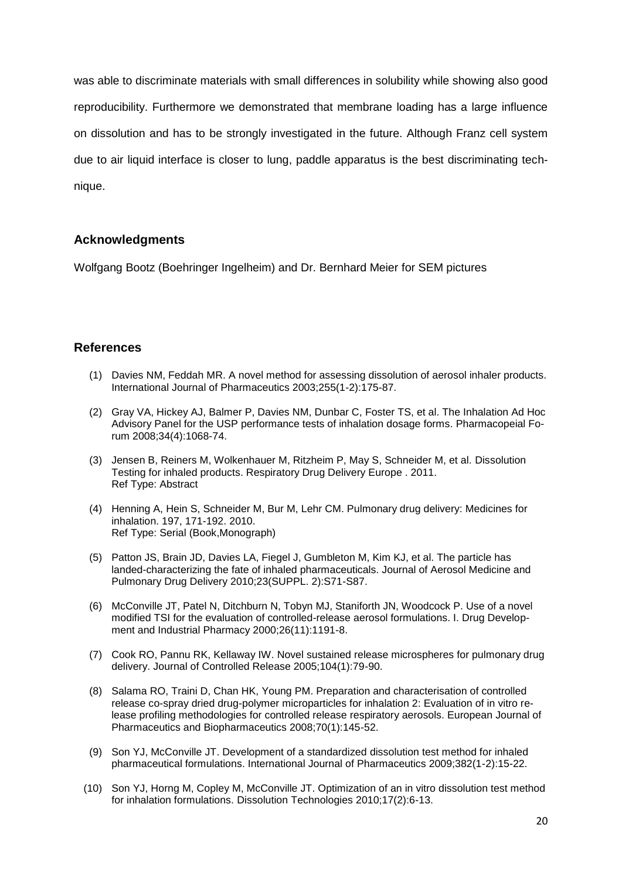was able to discriminate materials with small differences in solubility while showing also good reproducibility. Furthermore we demonstrated that membrane loading has a large influence on dissolution and has to be strongly investigated in the future. Although Franz cell system due to air liquid interface is closer to lung, paddle apparatus is the best discriminating technique.

## Acknowledgments

Wolfgang Bootz (Boehringer Ingelheim) and Dr. Bernhard Meier for SEM pictures

## References

(1) Davies NM, Feddah MR. A novel method for assessing dissolution of aerosol inhaler products. International Journal of Pharmaceutics 2003;255(1-2):175-87.

(2) Gray VA, Hickey AJ, Balmer P, Davies NM, Dunbar C, Foster TS, et al. The Inhalation Ad Hoc Advisory Panel for the USP performance tests of inhalation dosage forms. Pharmacopeial Forum 2008;34(4):1068-74.

(3) Jensen B, Reiners M, Wolkenhauer M, Ritzheim P, May S, Schneider M, et al. Dissolution Testing for inhaled products. Respiratory Drug Delivery Europe . 2011.
Ref Type: Abstract

(4) Henning A, Hein S, Schneider M, Bur M, Lehr CM. Pulmonary drug delivery: Medicines for inhalation. 197, 171-192. 2010.
Ref Type: Serial (Book,Monograph)

(5) Patton JS, Brain JD, Davies LA, Fiegel J, Gumbleton M, Kim KJ, et al. The particle has landed-characterizing the fate of inhaled pharmaceuticals. Journal of Aerosol Medicine and Pulmonary Drug Delivery 2010;23(SUPPL. 2):S71-S87.

(6) McConville JT, Patel N, Ditchburn N, Tobyn MJ, Staniforth JN, Woodcock P. Use of a novel modified TSI for the evaluation of controlled-release aerosol formulations. I. Drug Development and Industrial Pharmacy 2000;26(11):1191-8.

(7) Cook RO, Pannu RK, Kellaway IW. Novel sustained release microspheres for pulmonary drug delivery. Journal of Controlled Release 2005;104(1):79-90.

(8) Salama RO, Traini D, Chan HK, Young PM. Preparation and characterisation of controlled release co-spray dried drug-polymer microparticles for inhalation 2: Evaluation of in vitro release profiling methodologies for controlled release respiratory aerosols. European Journal of Pharmaceutics and Biopharmaceutics 2008;70(1):145-52.

(9) Son YJ, McConville JT. Development of a standardized dissolution test method for inhaled pharmaceutical formulations. International Journal of Pharmaceutics 2009;382(1-2):15-22.

(10) Son YJ, Horng M, Copley M, McConville JT. Optimization of an in vitro dissolution test method for inhalation formulations. Dissolution Technologies 2010;17(2):6-13.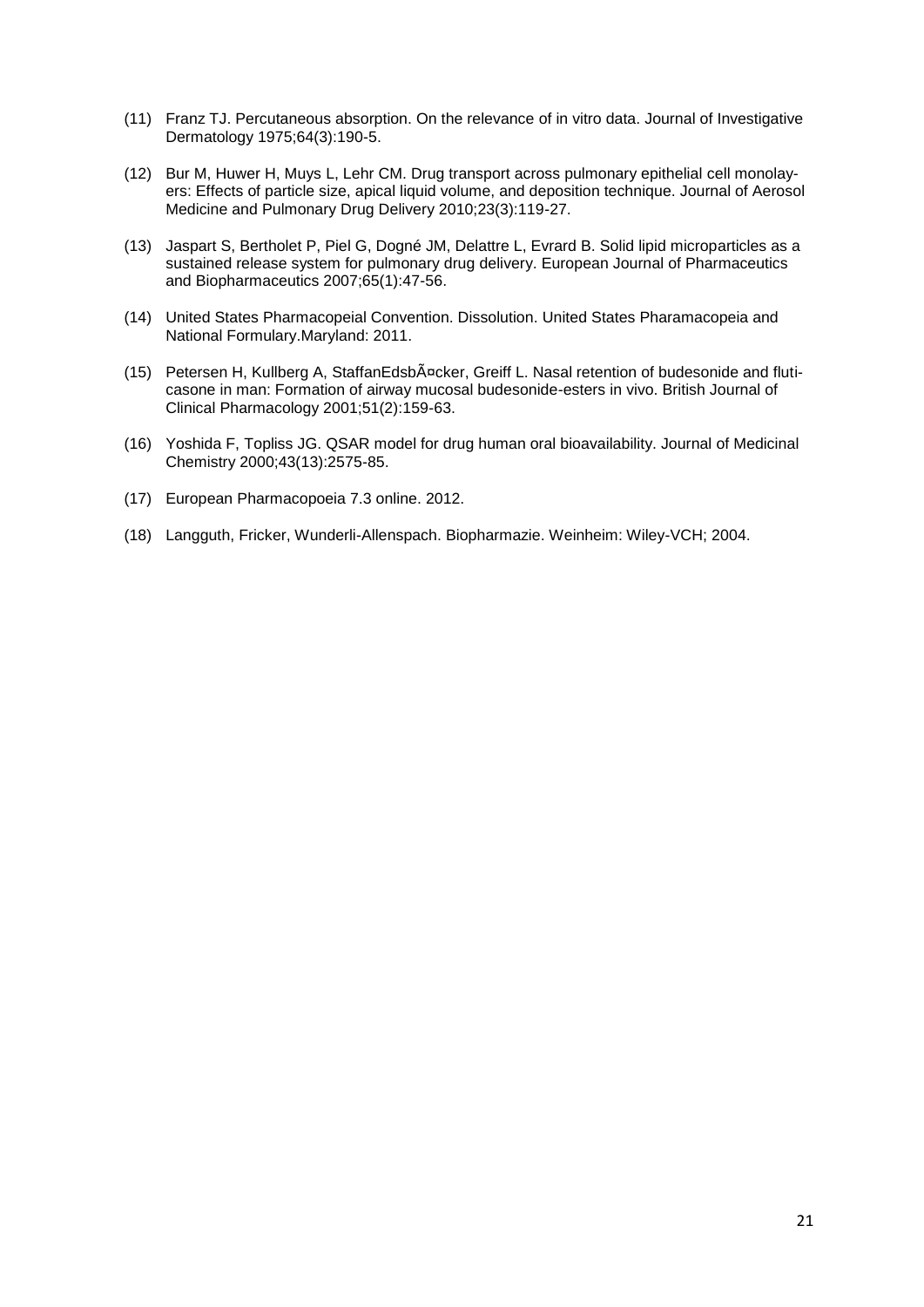(11) Franz TJ. Percutaneous absorption. On the relevance of in vitro data. Journal of Investigative Dermatology 1975;64(3):190-5.

(12) Bur M, Huwer H, Muys L, Lehr CM. Drug transport across pulmonary epithelial cell monolayers: Effects of particle size, apical liquid volume, and deposition technique. Journal of Aerosol Medicine and Pulmonary Drug Delivery 2010;23(3):119-27.

(13) Jaspart S, Bertholet P, Piel G, Dogné JM, Delattre L, Evrard B. Solid lipid microparticles as a sustained release system for pulmonary drug delivery. European Journal of Pharmaceutics and Biopharmaceutics 2007;65(1):47-56.

(14) United States Pharmacopeial Convention. Dissolution. United States Pharamacopeia and National Formulary.Maryland: 2011.

(15) Petersen H, Kullberg A, StaffanEdsbÃ¤cker, Greiff L. Nasal retention of budesonide and fluticasone in man: Formation of airway mucosal budesonide-esters in vivo. British Journal of Clinical Pharmacology 2001;51(2):159-63.

(16) Yoshida F, Topliss JG. QSAR model for drug human oral bioavailability. Journal of Medicinal Chemistry 2000;43(13):2575-85.

(17) European Pharmacopoeia 7.3 online. 2012.

(18) Langguth, Fricker, Wunderli-Allenspach. Biopharmazie. Weinheim: Wiley-VCH; 2004.